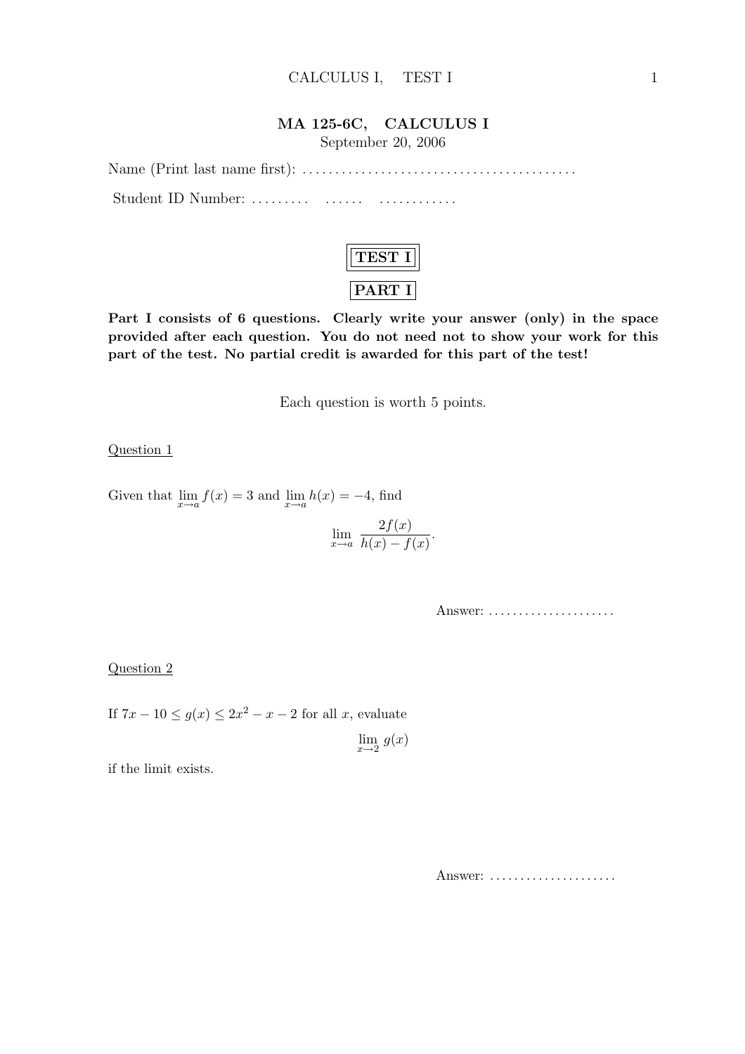# MA 125-6C, CALCULUS I

September 20, 2006

Name (Print last name first): .........................................

Student ID Number: ......... ...... ............

## TEST I

## PART I

**Part I consists of 6 questions. Clearly write your answer (only) in the space provided after each question. You do not need not to show your work for this part of the test. No partial credit is awarded for this part of the test!**

Each question is worth 5 points.

Question 1

Given that $\lim_{x\to a} f(x) = 3$ and $\lim_{x\to a} h(x) = -4$, find

$$\lim_{x\to a} \frac{2f(x)}{h(x) - f(x)}.$$

Answer: .....................

Question 2

If $7x - 10 \leq g(x) \leq 2x^2 - x - 2$ for all $x$, evaluate

$$\lim_{x\to 2} g(x)$$

if the limit exists.

Answer: .....................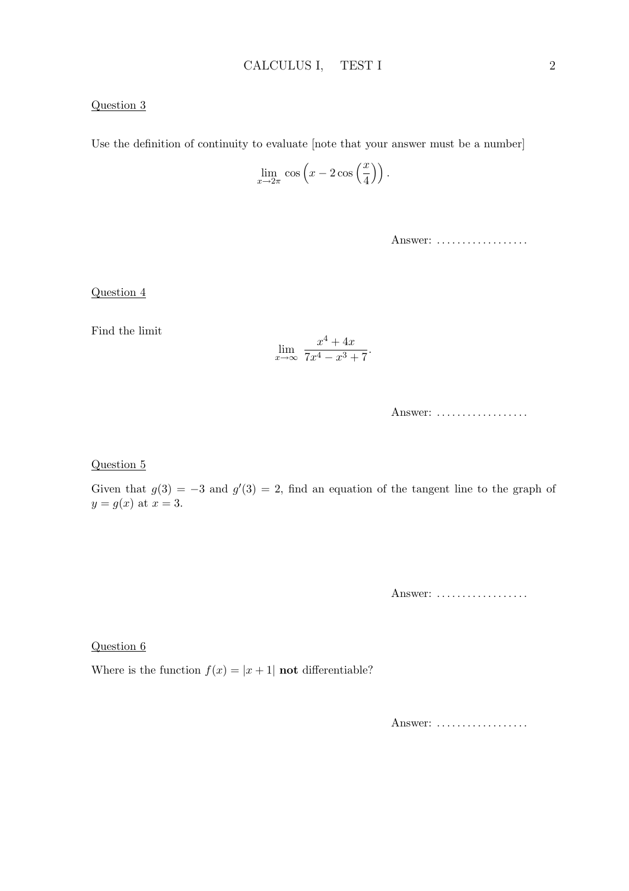Question 3

Use the definition of continuity to evaluate [note that your answer must be a number]

$$\lim_{x \to 2\pi} \cos\left(x - 2\cos\left(\frac{x}{4}\right)\right).$$

Answer: ..................

Question 4

Find the limit

$$\lim_{x \to \infty} \frac{x^4 + 4x}{7x^4 - x^3 + 7}.$$

Answer: ..................

Question 5

Given that $g(3) = -3$ and $g'(3) = 2$, find an equation of the tangent line to the graph of $y = g(x)$ at $x = 3$.

Answer: ..................

Question 6

Where is the function $f(x) = |x + 1|$ **not** differentiable?

Answer: ..................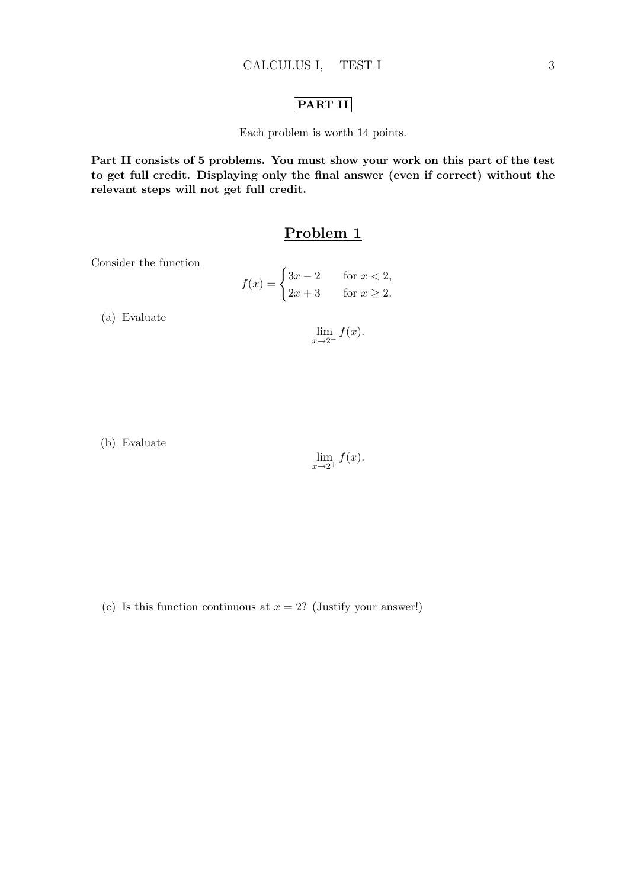## PART II

Each problem is worth 14 points.

**Part II consists of 5 problems. You must show your work on this part of the test to get full credit. Displaying only the final answer (even if correct) without the relevant steps will not get full credit.**

## Problem 1

Consider the function

$$f(x) = \begin{cases} 3x - 2 & \text{for } x < 2, \\ 2x + 3 & \text{for } x \geq 2. \end{cases}$$

(a) Evaluate

$$\lim_{x \to 2^-} f(x).$$

(b) Evaluate

$$\lim_{x \to 2^+} f(x).$$

(c) Is this function continuous at $x = 2$? (Justify your answer!)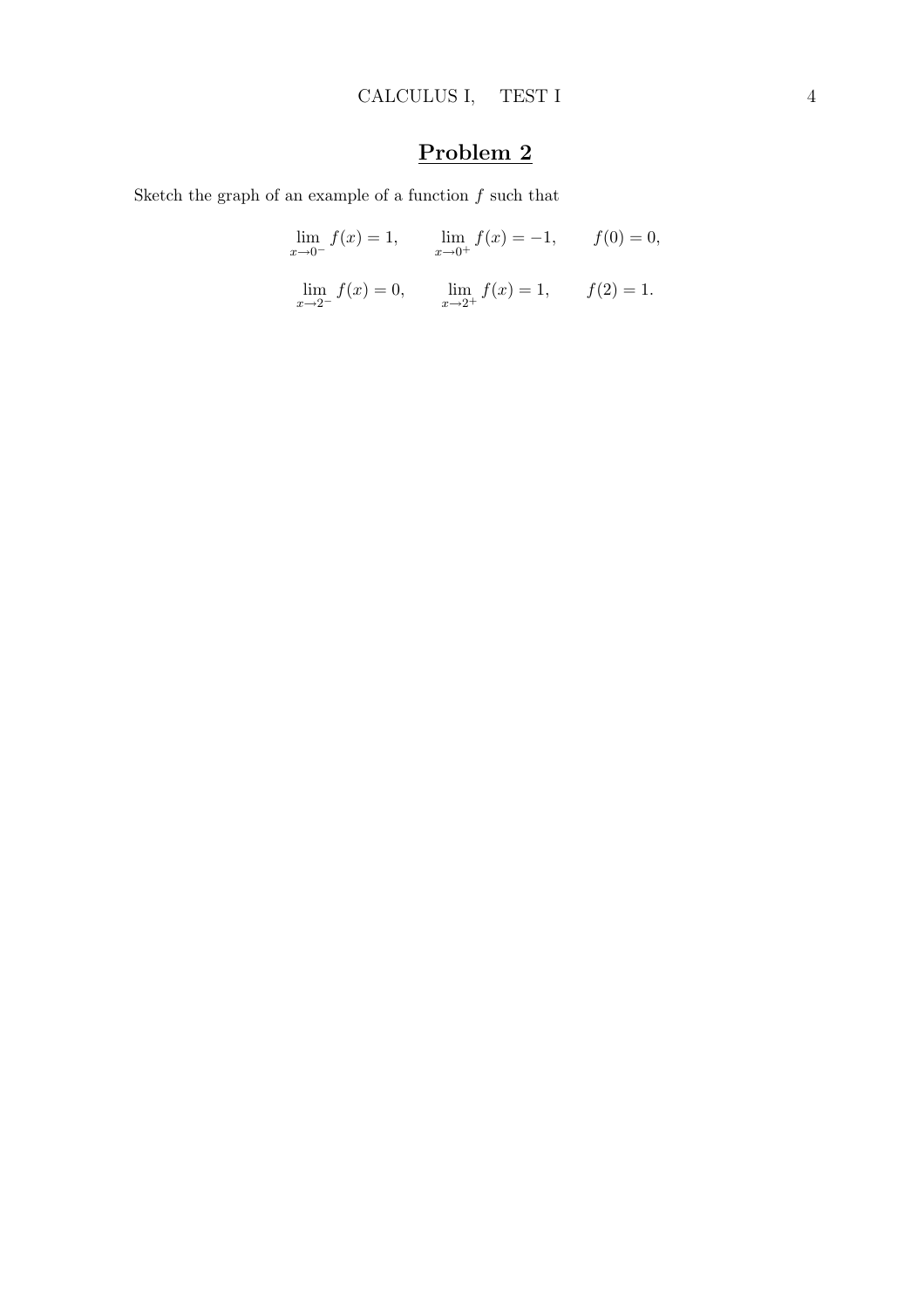## **Problem 2**

Sketch the graph of an example of a function $f$ such that

$$\lim_{x\to 0^-} f(x) = 1, \qquad \lim_{x\to 0^+} f(x) = -1, \qquad f(0) = 0,$$

$$\lim_{x\to 2^-} f(x) = 0, \qquad \lim_{x\to 2^+} f(x) = 1, \qquad f(2) = 1.$$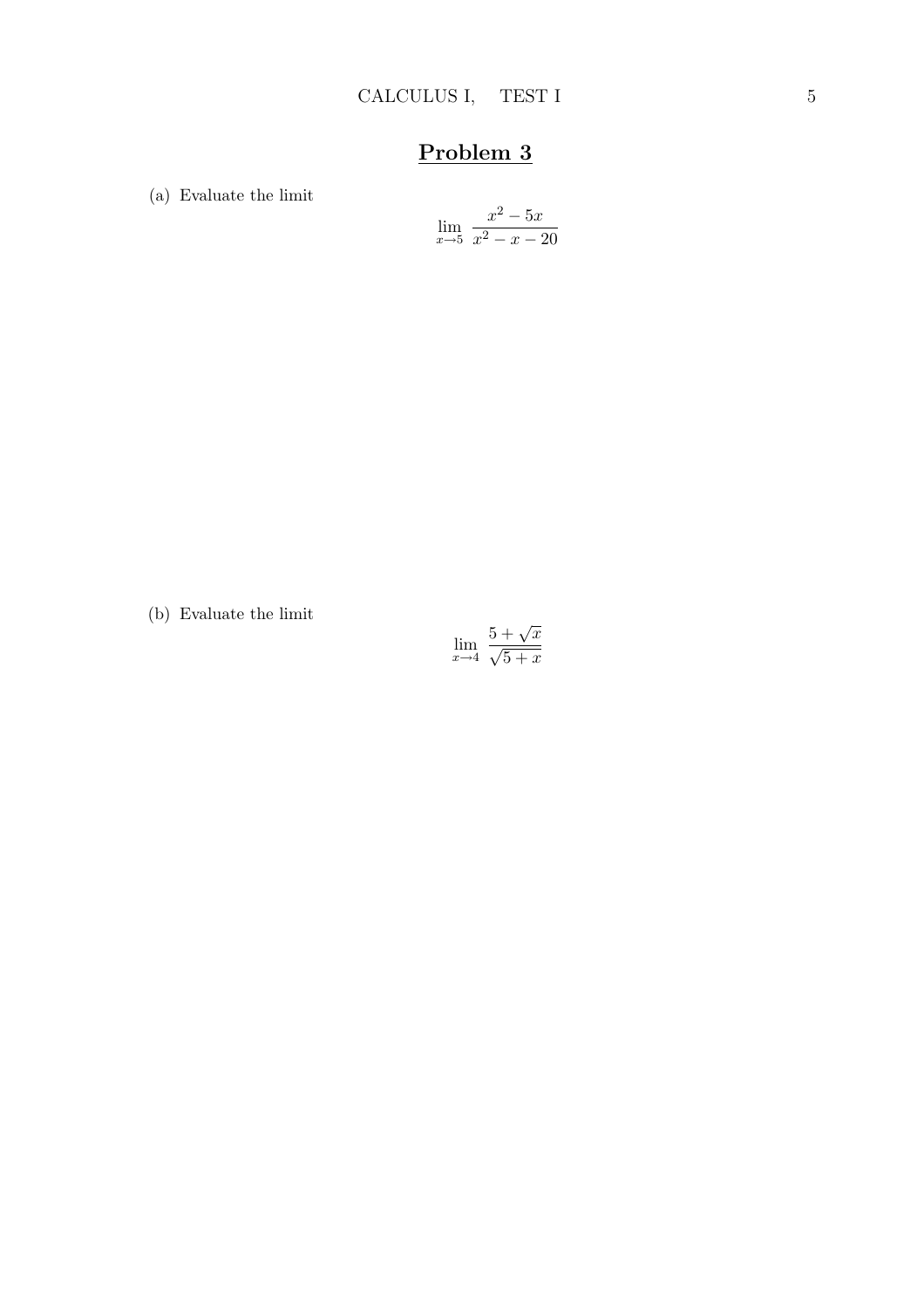## Problem 3

(a) Evaluate the limit

$$\lim_{x \to 5} \frac{x^2 - 5x}{x^2 - x - 20}$$

(b) Evaluate the limit

$$\lim_{x \to 4} \frac{5 + \sqrt{x}}{\sqrt{5 + x}}$$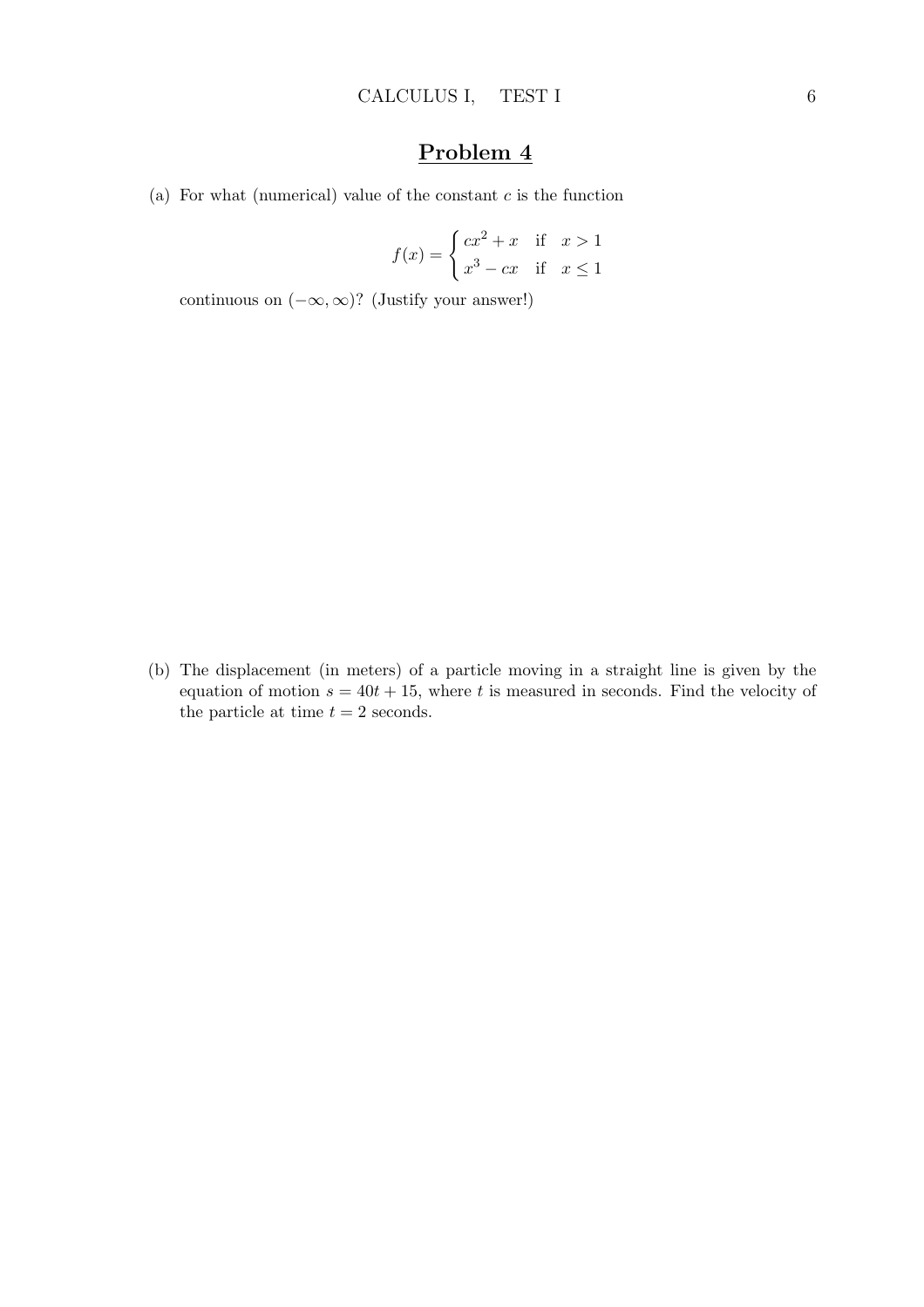## Problem 4

(a) For what (numerical) value of the constant $c$ is the function

$$f(x) = \begin{cases} cx^2 + x & \text{if } \ x > 1 \\ x^3 - cx & \text{if } \ x \leq 1 \end{cases}$$

continuous on $(-\infty, \infty)$? (Justify your answer!)

(b) The displacement (in meters) of a particle moving in a straight line is given by the equation of motion $s = 40t + 15$, where $t$ is measured in seconds. Find the velocity of the particle at time $t = 2$ seconds.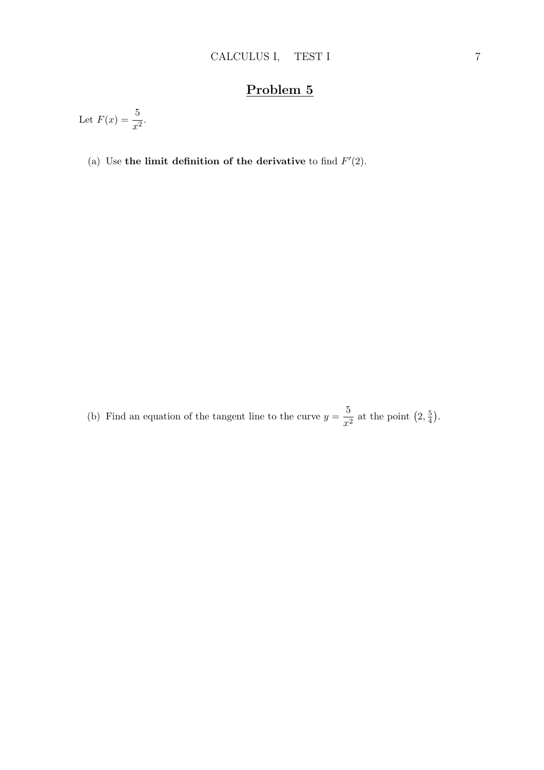## Problem 5

Let $F(x) = \dfrac{5}{x^2}$.

(a) Use **the limit definition of the derivative** to find $F'(2)$.

(b) Find an equation of the tangent line to the curve $y = \dfrac{5}{x^2}$ at the point $\left(2, \frac{5}{4}\right)$.